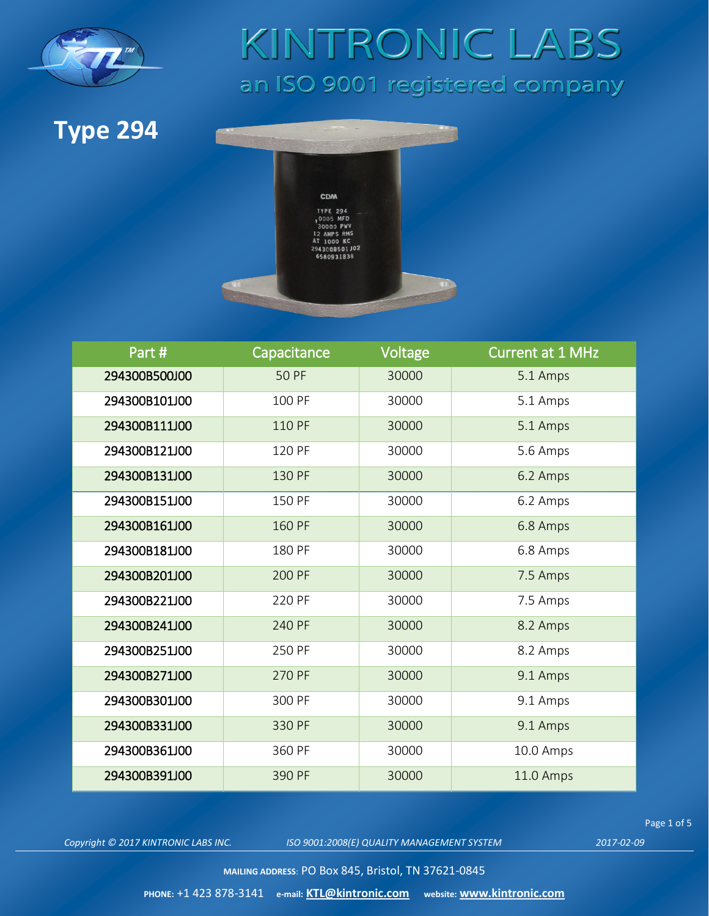# KINTRONIC LABS

an ISO 9001 registered company

## Type 294

| Part # | Capacitance | Voltage | Current at 1 MHz |
|---|---|---|---|
| 294300B500J00 | 50 PF | 30000 | 5.1 Amps |
| 294300B101J00 | 100 PF | 30000 | 5.1 Amps |
| 294300B111J00 | 110 PF | 30000 | 5.1 Amps |
| 294300B121J00 | 120 PF | 30000 | 5.6 Amps |
| 294300B131J00 | 130 PF | 30000 | 6.2 Amps |
| 294300B151J00 | 150 PF | 30000 | 6.2 Amps |
| 294300B161J00 | 160 PF | 30000 | 6.8 Amps |
| 294300B181J00 | 180 PF | 30000 | 6.8 Amps |
| 294300B201J00 | 200 PF | 30000 | 7.5 Amps |
| 294300B221J00 | 220 PF | 30000 | 7.5 Amps |
| 294300B241J00 | 240 PF | 30000 | 8.2 Amps |
| 294300B251J00 | 250 PF | 30000 | 8.2 Amps |
| 294300B271J00 | 270 PF | 30000 | 9.1 Amps |
| 294300B301J00 | 300 PF | 30000 | 9.1 Amps |
| 294300B331J00 | 330 PF | 30000 | 9.1 Amps |
| 294300B361J00 | 360 PF | 30000 | 10.0 Amps |
| 294300B391J00 | 390 PF | 30000 | 11.0 Amps |

*Copyright © 2017 KINTRONIC LABS INC.* *ISO 9001:2008(E) QUALITY MANAGEMENT SYSTEM* *2017-02-09*

**MAILING ADDRESS**: PO Box 845, Bristol, TN 37621-0845

**PHONE:** +1 423 878-3141 **e-mail:** **KTL@kintronic.com** **website:** **www.kintronic.com**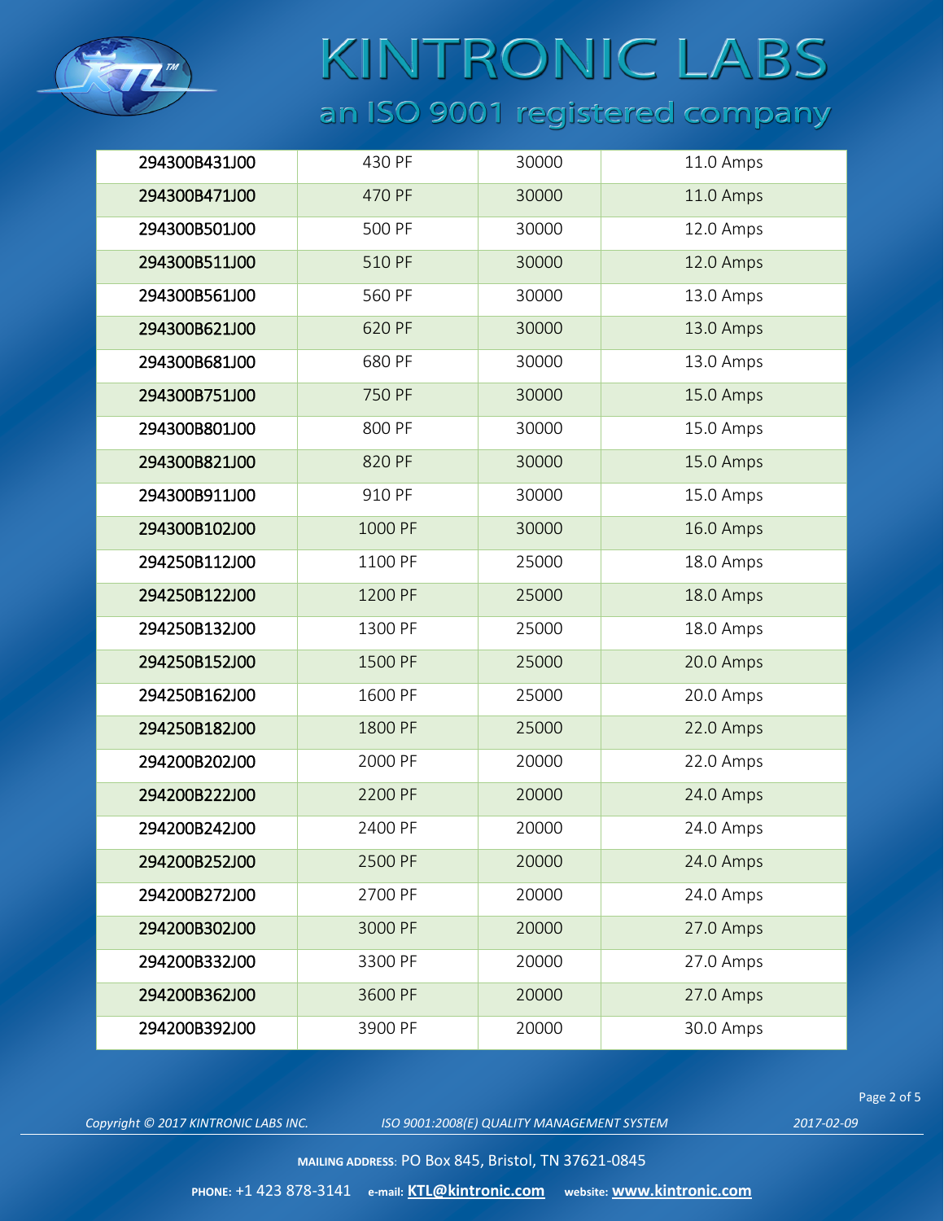| 294300B431J00 | 430 PF | 30000 | 11.0 Amps |
|---|---|---|---|
| 294300B471J00 | 470 PF | 30000 | 11.0 Amps |
| 294300B501J00 | 500 PF | 30000 | 12.0 Amps |
| 294300B511J00 | 510 PF | 30000 | 12.0 Amps |
| 294300B561J00 | 560 PF | 30000 | 13.0 Amps |
| 294300B621J00 | 620 PF | 30000 | 13.0 Amps |
| 294300B681J00 | 680 PF | 30000 | 13.0 Amps |
| 294300B751J00 | 750 PF | 30000 | 15.0 Amps |
| 294300B801J00 | 800 PF | 30000 | 15.0 Amps |
| 294300B821J00 | 820 PF | 30000 | 15.0 Amps |
| 294300B911J00 | 910 PF | 30000 | 15.0 Amps |
| 294300B102J00 | 1000 PF | 30000 | 16.0 Amps |
| 294250B112J00 | 1100 PF | 25000 | 18.0 Amps |
| 294250B122J00 | 1200 PF | 25000 | 18.0 Amps |
| 294250B132J00 | 1300 PF | 25000 | 18.0 Amps |
| 294250B152J00 | 1500 PF | 25000 | 20.0 Amps |
| 294250B162J00 | 1600 PF | 25000 | 20.0 Amps |
| 294250B182J00 | 1800 PF | 25000 | 22.0 Amps |
| 294200B202J00 | 2000 PF | 20000 | 22.0 Amps |
| 294200B222J00 | 2200 PF | 20000 | 24.0 Amps |
| 294200B242J00 | 2400 PF | 20000 | 24.0 Amps |
| 294200B252J00 | 2500 PF | 20000 | 24.0 Amps |
| 294200B272J00 | 2700 PF | 20000 | 24.0 Amps |
| 294200B302J00 | 3000 PF | 20000 | 27.0 Amps |
| 294200B332J00 | 3300 PF | 20000 | 27.0 Amps |
| 294200B362J00 | 3600 PF | 20000 | 27.0 Amps |
| 294200B392J00 | 3900 PF | 20000 | 30.0 Amps |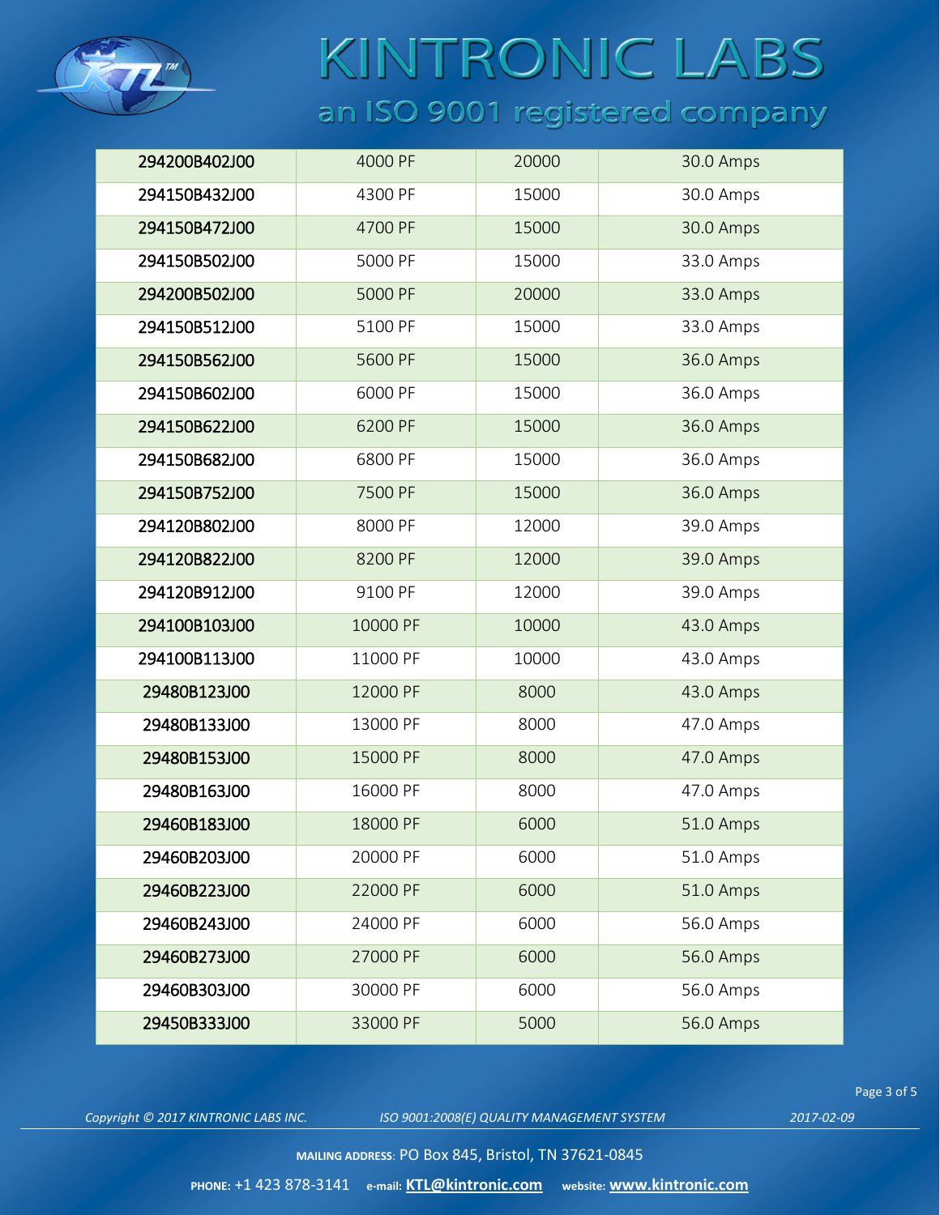# KINTRONIC LABS

an ISO 9001 registered company

| | | | |
|---|---|---|---|
| 294200B402J00 | 4000 PF | 20000 | 30.0 Amps |
| 294150B432J00 | 4300 PF | 15000 | 30.0 Amps |
| 294150B472J00 | 4700 PF | 15000 | 30.0 Amps |
| 294150B502J00 | 5000 PF | 15000 | 33.0 Amps |
| 294200B502J00 | 5000 PF | 20000 | 33.0 Amps |
| 294150B512J00 | 5100 PF | 15000 | 33.0 Amps |
| 294150B562J00 | 5600 PF | 15000 | 36.0 Amps |
| 294150B602J00 | 6000 PF | 15000 | 36.0 Amps |
| 294150B622J00 | 6200 PF | 15000 | 36.0 Amps |
| 294150B682J00 | 6800 PF | 15000 | 36.0 Amps |
| 294150B752J00 | 7500 PF | 15000 | 36.0 Amps |
| 294120B802J00 | 8000 PF | 12000 | 39.0 Amps |
| 294120B822J00 | 8200 PF | 12000 | 39.0 Amps |
| 294120B912J00 | 9100 PF | 12000 | 39.0 Amps |
| 294100B103J00 | 10000 PF | 10000 | 43.0 Amps |
| 294100B113J00 | 11000 PF | 10000 | 43.0 Amps |
| 29480B123J00 | 12000 PF | 8000 | 43.0 Amps |
| 29480B133J00 | 13000 PF | 8000 | 47.0 Amps |
| 29480B153J00 | 15000 PF | 8000 | 47.0 Amps |
| 29480B163J00 | 16000 PF | 8000 | 47.0 Amps |
| 29460B183J00 | 18000 PF | 6000 | 51.0 Amps |
| 29460B203J00 | 20000 PF | 6000 | 51.0 Amps |
| 29460B223J00 | 22000 PF | 6000 | 51.0 Amps |
| 29460B243J00 | 24000 PF | 6000 | 56.0 Amps |
| 29460B273J00 | 27000 PF | 6000 | 56.0 Amps |
| 29460B303J00 | 30000 PF | 6000 | 56.0 Amps |
| 29450B333J00 | 33000 PF | 5000 | 56.0 Amps |

*Copyright © 2017 KINTRONIC LABS INC.* *ISO 9001:2008(E) QUALITY MANAGEMENT SYSTEM* *2017-02-09*

**MAILING ADDRESS**: PO Box 845, Bristol, TN 37621-0845

**PHONE:** +1 423 878-3141 **e-mail:** **KTL@kintronic.com** **website:** **www.kintronic.com**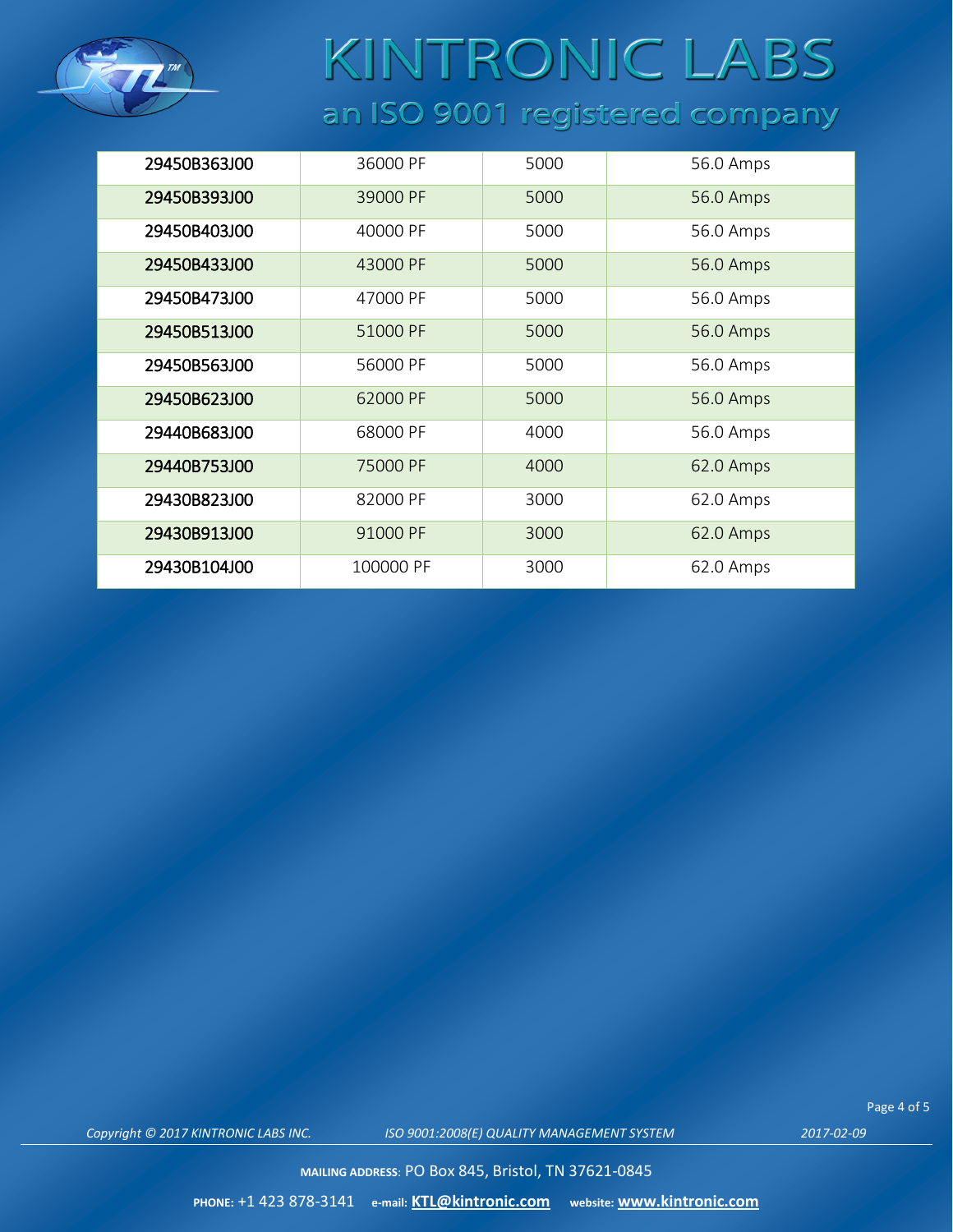| 29450B363J00 | 36000 PF | 5000 | 56.0 Amps |
|---|---|---|---|
| 29450B393J00 | 39000 PF | 5000 | 56.0 Amps |
| 29450B403J00 | 40000 PF | 5000 | 56.0 Amps |
| 29450B433J00 | 43000 PF | 5000 | 56.0 Amps |
| 29450B473J00 | 47000 PF | 5000 | 56.0 Amps |
| 29450B513J00 | 51000 PF | 5000 | 56.0 Amps |
| 29450B563J00 | 56000 PF | 5000 | 56.0 Amps |
| 29450B623J00 | 62000 PF | 5000 | 56.0 Amps |
| 29440B683J00 | 68000 PF | 4000 | 56.0 Amps |
| 29440B753J00 | 75000 PF | 4000 | 62.0 Amps |
| 29430B823J00 | 82000 PF | 3000 | 62.0 Amps |
| 29430B913J00 | 91000 PF | 3000 | 62.0 Amps |
| 29430B104J00 | 100000 PF | 3000 | 62.0 Amps |